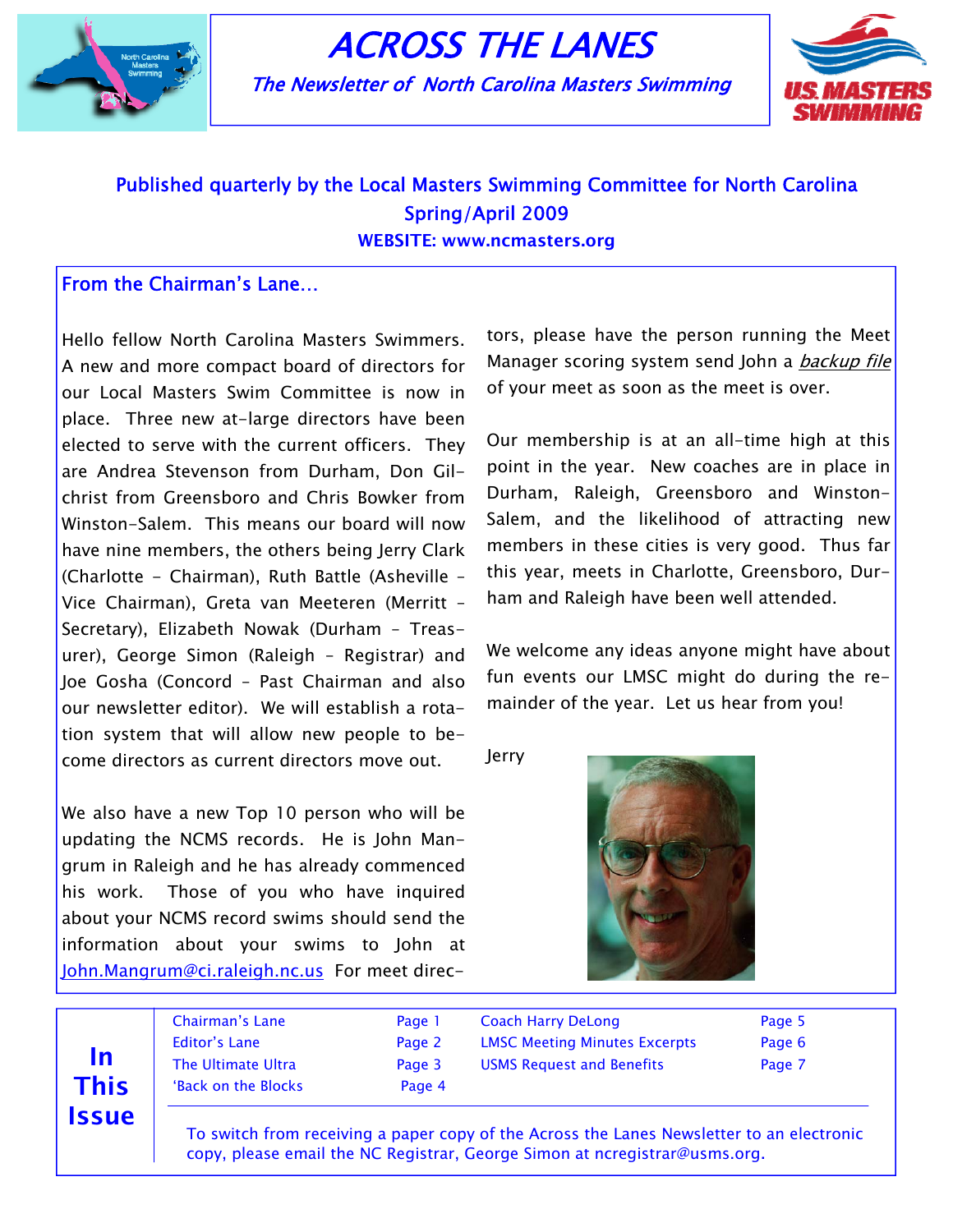# ACROSS THE LANES

*The Newsletter of North Carolina Masters Swimming*

**Published quarterly by the Local Masters Swimming Committee for North Carolina**
**Spring/April 2009**
**WEBSITE: www.ncmasters.org**

## From the Chairman's Lane…

Hello fellow North Carolina Masters Swimmers. A new and more compact board of directors for our Local Masters Swim Committee is now in place. Three new at-large directors have been elected to serve with the current officers. They are Andrea Stevenson from Durham, Don Gilchrist from Greensboro and Chris Bowker from Winston-Salem. This means our board will now have nine members, the others being Jerry Clark (Charlotte - Chairman), Ruth Battle (Asheville - Vice Chairman), Greta van Meeteren (Merritt - Secretary), Elizabeth Nowak (Durham - Treasurer), George Simon (Raleigh - Registrar) and Joe Gosha (Concord - Past Chairman and also our newsletter editor). We will establish a rotation system that will allow new people to become directors as current directors move out.

We also have a new Top 10 person who will be updating the NCMS records. He is John Mangrum in Raleigh and he has already commenced his work. Those of you who have inquired about your NCMS record swims should send the information about your swims to John at John.Mangrum@ci.raleigh.nc.us For meet directors, please have the person running the Meet Manager scoring system send John a *backup file* of your meet as soon as the meet is over.

Our membership is at an all-time high at this point in the year. New coaches are in place in Durham, Raleigh, Greensboro and Winston-Salem, and the likelihood of attracting new members in these cities is very good. Thus far this year, meets in Charlotte, Greensboro, Durham and Raleigh have been well attended.

We welcome any ideas anyone might have about fun events our LMSC might do during the remainder of the year. Let us hear from you!

Jerry

## In This Issue

| | | | |
|---|---|---|---|
| Chairman's Lane | Page 1 | Coach Harry DeLong | Page 5 |
| Editor's Lane | Page 2 | LMSC Meeting Minutes Excerpts | Page 6 |
| The Ultimate Ultra | Page 3 | USMS Request and Benefits | Page 7 |
| 'Back on the Blocks | Page 4 | | |

To switch from receiving a paper copy of the Across the Lanes Newsletter to an electronic copy, please email the NC Registrar, George Simon at ncregistrar@usms.org.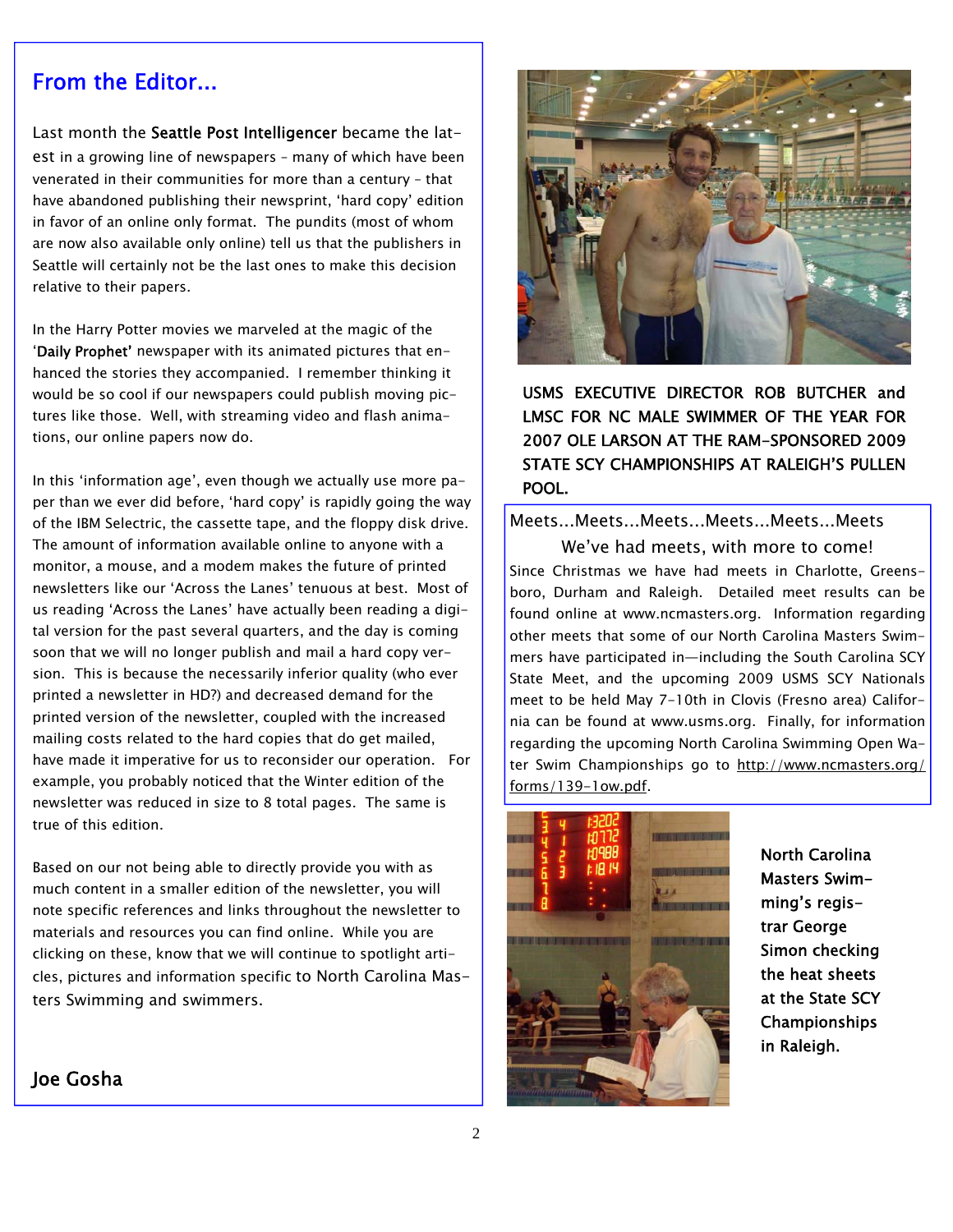## From the Editor...

Last month the **Seattle Post Intelligencer** became the latest in a growing line of newspapers – many of which have been venerated in their communities for more than a century – that have abandoned publishing their newsprint, 'hard copy' edition in favor of an online only format. The pundits (most of whom are now also available only online) tell us that the publishers in Seattle will certainly not be the last ones to make this decision relative to their papers.

In the Harry Potter movies we marveled at the magic of the '**Daily Prophet'** newspaper with its animated pictures that enhanced the stories they accompanied. I remember thinking it would be so cool if our newspapers could publish moving pictures like those. Well, with streaming video and flash animations, our online papers now do.

In this 'information age', even though we actually use more paper than we ever did before, 'hard copy' is rapidly going the way of the IBM Selectric, the cassette tape, and the floppy disk drive. The amount of information available online to anyone with a monitor, a mouse, and a modem makes the future of printed newsletters like our 'Across the Lanes' tenuous at best. Most of us reading 'Across the Lanes' have actually been reading a digital version for the past several quarters, and the day is coming soon that we will no longer publish and mail a hard copy version. This is because the necessarily inferior quality (who ever printed a newsletter in HD?) and decreased demand for the printed version of the newsletter, coupled with the increased mailing costs related to the hard copies that do get mailed, have made it imperative for us to reconsider our operation. For example, you probably noticed that the Winter edition of the newsletter was reduced in size to 8 total pages. The same is true of this edition.

Based on our not being able to directly provide you with as much content in a smaller edition of the newsletter, you will note specific references and links throughout the newsletter to materials and resources you can find online. While you are clicking on these, know that we will continue to spotlight articles, pictures and information specific to North Carolina Masters Swimming and swimmers.

**Joe Gosha**

**USMS EXECUTIVE DIRECTOR ROB BUTCHER and LMSC FOR NC MALE SWIMMER OF THE YEAR FOR 2007 OLE LARSON AT THE RAM-SPONSORED 2009 STATE SCY CHAMPIONSHIPS AT RALEIGH'S PULLEN POOL.**

### Meets...Meets...Meets...Meets...Meets...Meets

We've had meets, with more to come!

Since Christmas we have had meets in Charlotte, Greensboro, Durham and Raleigh. Detailed meet results can be found online at www.ncmasters.org. Information regarding other meets that some of our North Carolina Masters Swimmers have participated in—including the South Carolina SCY State Meet, and the upcoming 2009 USMS SCY Nationals meet to be held May 7-10th in Clovis (Fresno area) California can be found at www.usms.org. Finally, for information regarding the upcoming North Carolina Swimming Open Water Swim Championships go to http://www.ncmasters.org/forms/139-1ow.pdf.

**North Carolina Masters Swimming's registrar George Simon checking the heat sheets at the State SCY Championships in Raleigh.**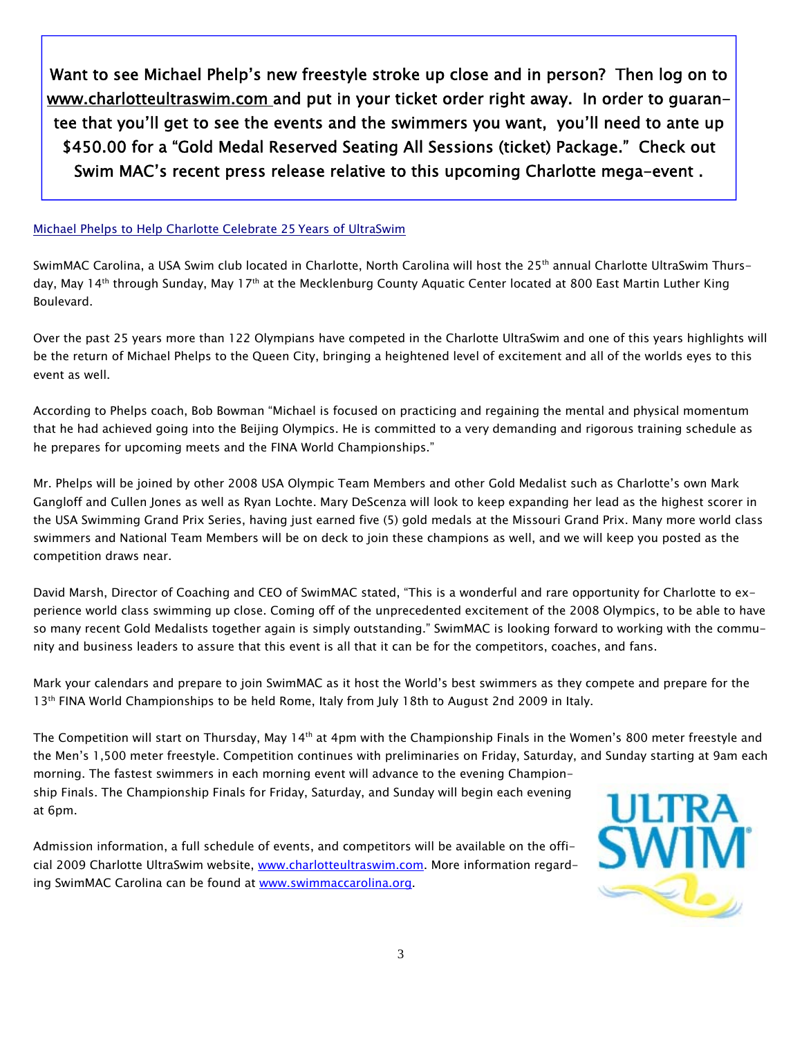**Want to see Michael Phelp's new freestyle stroke up close and in person? Then log on to www.charlotteultraswim.com and put in your ticket order right away. In order to guarantee that you'll get to see the events and the swimmers you want, you'll need to ante up $450.00 for a "Gold Medal Reserved Seating All Sessions (ticket) Package." Check out Swim MAC's recent press release relative to this upcoming Charlotte mega-event .**

Michael Phelps to Help Charlotte Celebrate 25 Years of UltraSwim

SwimMAC Carolina, a USA Swim club located in Charlotte, North Carolina will host the 25th annual Charlotte UltraSwim Thursday, May 14th through Sunday, May 17th at the Mecklenburg County Aquatic Center located at 800 East Martin Luther King Boulevard.

Over the past 25 years more than 122 Olympians have competed in the Charlotte UltraSwim and one of this years highlights will be the return of Michael Phelps to the Queen City, bringing a heightened level of excitement and all of the worlds eyes to this event as well.

According to Phelps coach, Bob Bowman "Michael is focused on practicing and regaining the mental and physical momentum that he had achieved going into the Beijing Olympics. He is committed to a very demanding and rigorous training schedule as he prepares for upcoming meets and the FINA World Championships."

Mr. Phelps will be joined by other 2008 USA Olympic Team Members and other Gold Medalist such as Charlotte's own Mark Gangloff and Cullen Jones as well as Ryan Lochte. Mary DeScenza will look to keep expanding her lead as the highest scorer in the USA Swimming Grand Prix Series, having just earned five (5) gold medals at the Missouri Grand Prix. Many more world class swimmers and National Team Members will be on deck to join these champions as well, and we will keep you posted as the competition draws near.

David Marsh, Director of Coaching and CEO of SwimMAC stated, "This is a wonderful and rare opportunity for Charlotte to experience world class swimming up close. Coming off of the unprecedented excitement of the 2008 Olympics, to be able to have so many recent Gold Medalists together again is simply outstanding." SwimMAC is looking forward to working with the community and business leaders to assure that this event is all that it can be for the competitors, coaches, and fans.

Mark your calendars and prepare to join SwimMAC as it host the World's best swimmers as they compete and prepare for the 13th FINA World Championships to be held Rome, Italy from July 18th to August 2nd 2009 in Italy.

The Competition will start on Thursday, May 14th at 4pm with the Championship Finals in the Women's 800 meter freestyle and the Men's 1,500 meter freestyle. Competition continues with preliminaries on Friday, Saturday, and Sunday starting at 9am each morning. The fastest swimmers in each morning event will advance to the evening Championship Finals. The Championship Finals for Friday, Saturday, and Sunday will begin each evening at 6pm.

Admission information, a full schedule of events, and competitors will be available on the official 2009 Charlotte UltraSwim website, www.charlotteultraswim.com. More information regarding SwimMAC Carolina can be found at www.swimmaccarolina.org.

ULTRA SWIM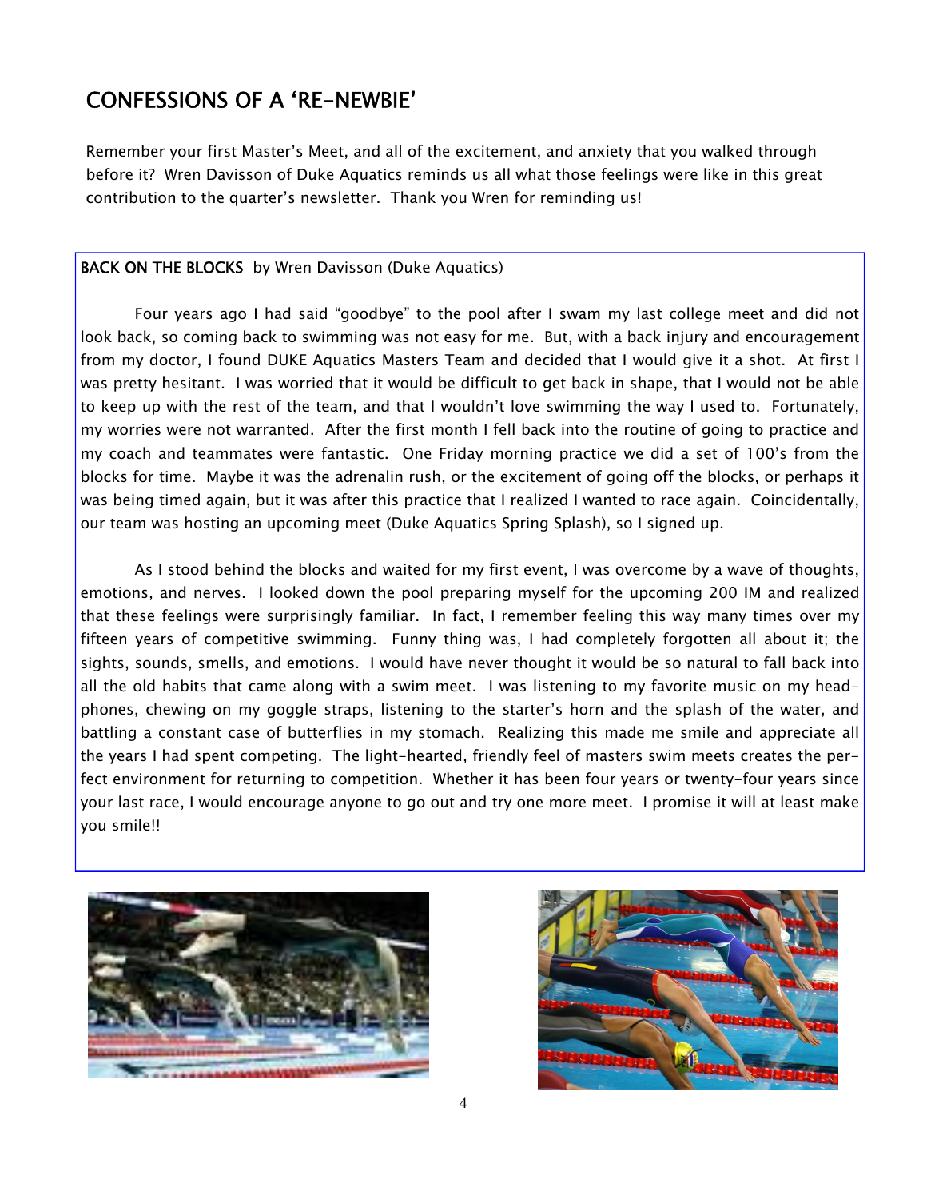# CONFESSIONS OF A 'RE-NEWBIE'

Remember your first Master's Meet, and all of the excitement, and anxiety that you walked through before it? Wren Davisson of Duke Aquatics reminds us all what those feelings were like in this great contribution to the quarter's newsletter. Thank you Wren for reminding us!

**BACK ON THE BLOCKS** by Wren Davisson (Duke Aquatics)

Four years ago I had said "goodbye" to the pool after I swam my last college meet and did not look back, so coming back to swimming was not easy for me. But, with a back injury and encouragement from my doctor, I found DUKE Aquatics Masters Team and decided that I would give it a shot. At first I was pretty hesitant. I was worried that it would be difficult to get back in shape, that I would not be able to keep up with the rest of the team, and that I wouldn't love swimming the way I used to. Fortunately, my worries were not warranted. After the first month I fell back into the routine of going to practice and my coach and teammates were fantastic. One Friday morning practice we did a set of 100's from the blocks for time. Maybe it was the adrenalin rush, or the excitement of going off the blocks, or perhaps it was being timed again, but it was after this practice that I realized I wanted to race again. Coincidentally, our team was hosting an upcoming meet (Duke Aquatics Spring Splash), so I signed up.

As I stood behind the blocks and waited for my first event, I was overcome by a wave of thoughts, emotions, and nerves. I looked down the pool preparing myself for the upcoming 200 IM and realized that these feelings were surprisingly familiar. In fact, I remember feeling this way many times over my fifteen years of competitive swimming. Funny thing was, I had completely forgotten all about it; the sights, sounds, smells, and emotions. I would have never thought it would be so natural to fall back into all the old habits that came along with a swim meet. I was listening to my favorite music on my headphones, chewing on my goggle straps, listening to the starter's horn and the splash of the water, and battling a constant case of butterflies in my stomach. Realizing this made me smile and appreciate all the years I had spent competing. The light-hearted, friendly feel of masters swim meets creates the perfect environment for returning to competition. Whether it has been four years or twenty-four years since your last race, I would encourage anyone to go out and try one more meet. I promise it will at least make you smile!!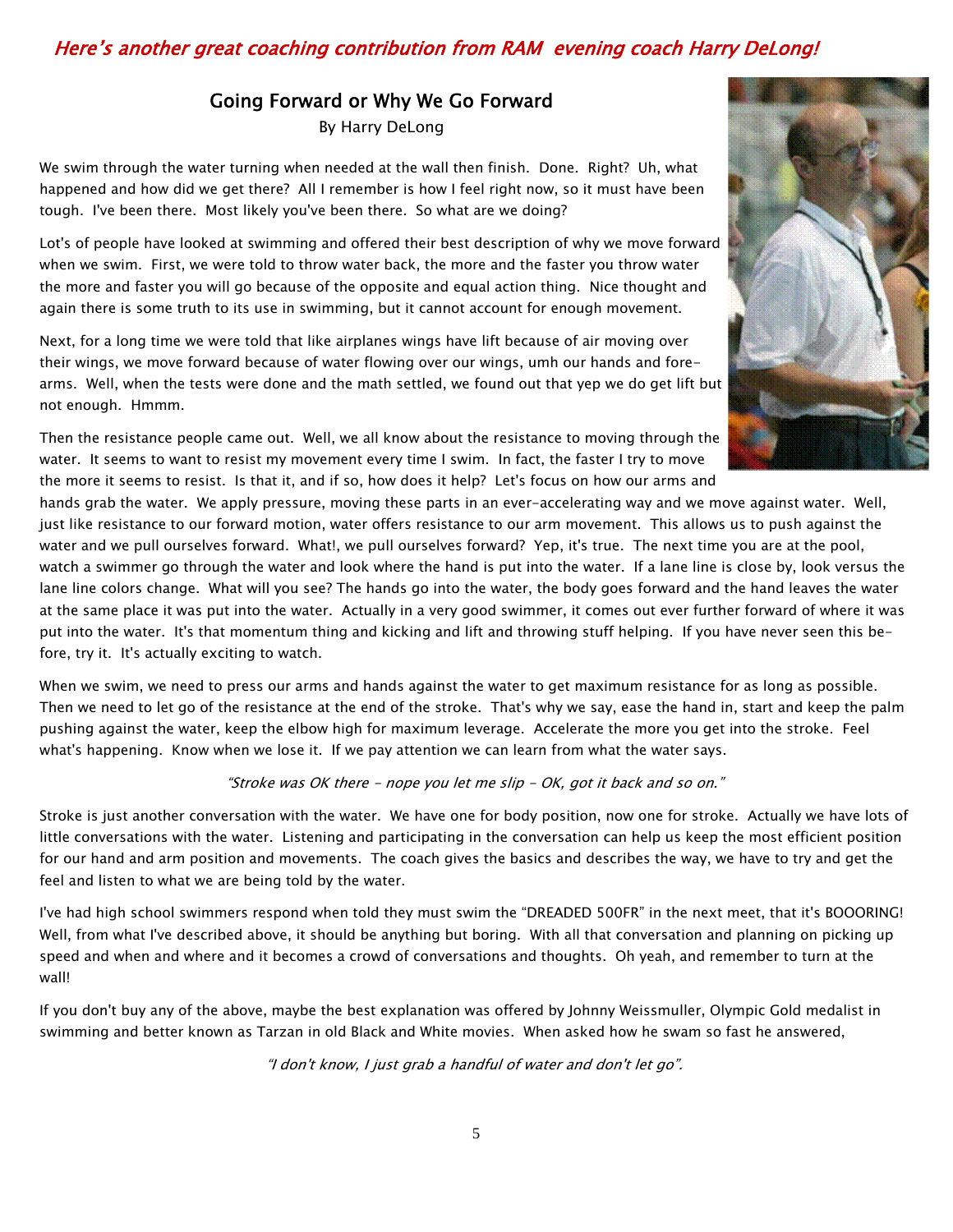*Here's another great coaching contribution from RAM evening coach Harry DeLong!*

## Going Forward or Why We Go Forward

By Harry DeLong

We swim through the water turning when needed at the wall then finish. Done. Right? Uh, what happened and how did we get there? All I remember is how I feel right now, so it must have been tough. I've been there. Most likely you've been there. So what are we doing?

Lot's of people have looked at swimming and offered their best description of why we move forward when we swim. First, we were told to throw water back, the more and the faster you throw water the more and faster you will go because of the opposite and equal action thing. Nice thought and again there is some truth to its use in swimming, but it cannot account for enough movement.

Next, for a long time we were told that like airplanes wings have lift because of air moving over their wings, we move forward because of water flowing over our wings, umh our hands and fore-arms. Well, when the tests were done and the math settled, we found out that yep we do get lift but not enough. Hmmm.

Then the resistance people came out. Well, we all know about the resistance to moving through the water. It seems to want to resist my movement every time I swim. In fact, the faster I try to move the more it seems to resist. Is that it, and if so, how does it help? Let's focus on how our arms and hands grab the water. We apply pressure, moving these parts in an ever-accelerating way and we move against water. Well, just like resistance to our forward motion, water offers resistance to our arm movement. This allows us to push against the water and we pull ourselves forward. What!, we pull ourselves forward? Yep, it's true. The next time you are at the pool, watch a swimmer go through the water and look where the hand is put into the water. If a lane line is close by, look versus the lane line colors change. What will you see? The hands go into the water, the body goes forward and the hand leaves the water at the same place it was put into the water. Actually in a very good swimmer, it comes out ever further forward of where it was put into the water. It's that momentum thing and kicking and lift and throwing stuff helping. If you have never seen this before, try it. It's actually exciting to watch.

When we swim, we need to press our arms and hands against the water to get maximum resistance for as long as possible. Then we need to let go of the resistance at the end of the stroke. That's why we say, ease the hand in, start and keep the palm pushing against the water, keep the elbow high for maximum leverage. Accelerate the more you get into the stroke. Feel what's happening. Know when we lose it. If we pay attention we can learn from what the water says.

*"Stroke was OK there - nope you let me slip - OK, got it back and so on."*

Stroke is just another conversation with the water. We have one for body position, now one for stroke. Actually we have lots of little conversations with the water. Listening and participating in the conversation can help us keep the most efficient position for our hand and arm position and movements. The coach gives the basics and describes the way, we have to try and get the feel and listen to what we are being told by the water.

I've had high school swimmers respond when told they must swim the "DREADED 500FR" in the next meet, that it's BOOORING! Well, from what I've described above, it should be anything but boring. With all that conversation and planning on picking up speed and when and where and it becomes a crowd of conversations and thoughts. Oh yeah, and remember to turn at the wall!

If you don't buy any of the above, maybe the best explanation was offered by Johnny Weissmuller, Olympic Gold medalist in swimming and better known as Tarzan in old Black and White movies. When asked how he swam so fast he answered,

*"I don't know, I just grab a handful of water and don't let go".*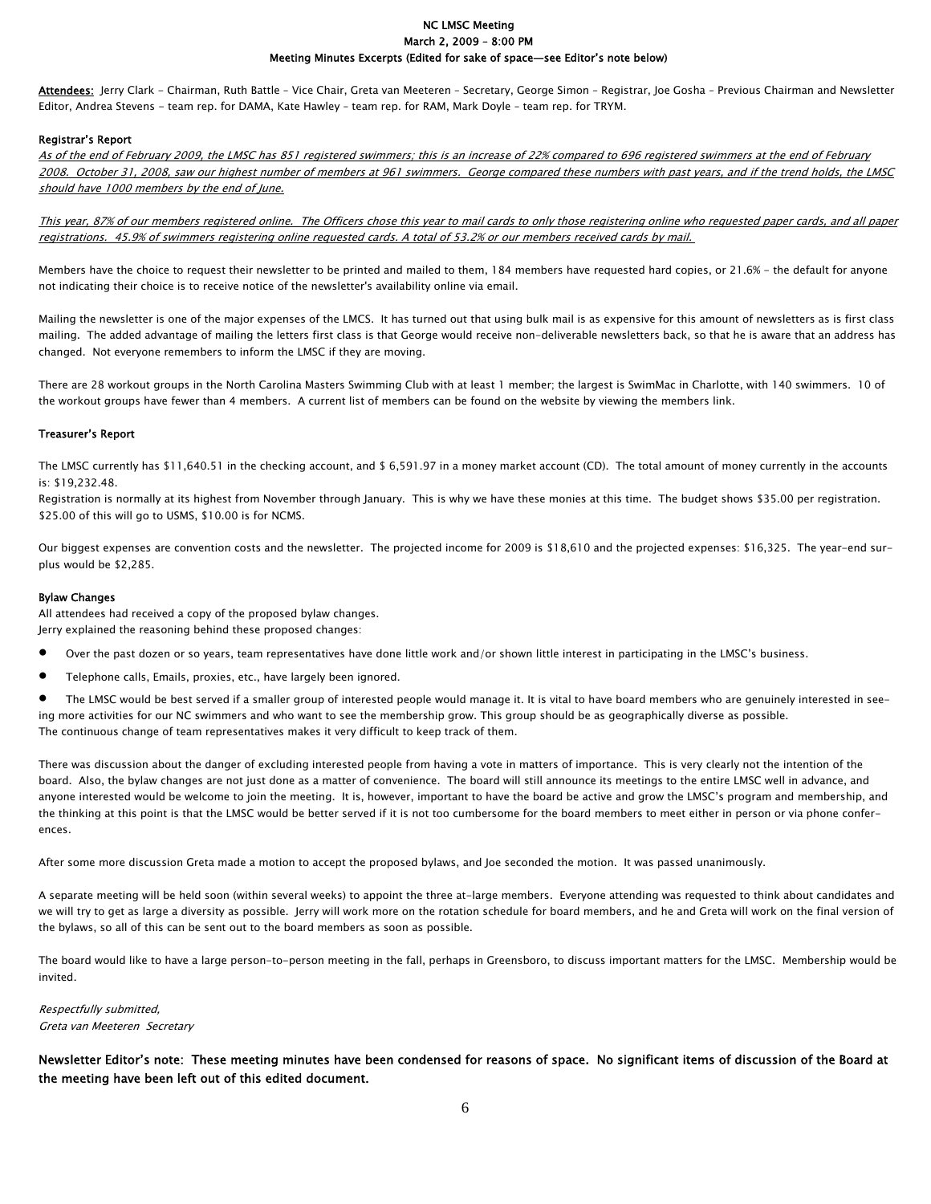**NC LMSC Meeting**
**March 2, 2009 – 8:00 PM**
**Meeting Minutes Excerpts (Edited for sake of space—see Editor's note below)**

**Attendees:** Jerry Clark - Chairman, Ruth Battle – Vice Chair, Greta van Meeteren – Secretary, George Simon – Registrar, Joe Gosha – Previous Chairman and Newsletter Editor, Andrea Stevens - team rep. for DAMA, Kate Hawley – team rep. for RAM, Mark Doyle – team rep. for TRYM.

**Registrar's Report**

*As of the end of February 2009, the LMSC has 851 registered swimmers; this is an increase of 22% compared to 696 registered swimmers at the end of February 2008. October 31, 2008, saw our highest number of members at 961 swimmers. George compared these numbers with past years, and if the trend holds, the LMSC should have 1000 members by the end of June.*

*This year, 87% of our members registered online. The Officers chose this year to mail cards to only those registering online who requested paper cards, and all paper registrations. 45.9% of swimmers registering online requested cards. A total of 53.2% or our members received cards by mail.*

Members have the choice to request their newsletter to be printed and mailed to them, 184 members have requested hard copies, or 21.6% – the default for anyone not indicating their choice is to receive notice of the newsletter's availability online via email.

Mailing the newsletter is one of the major expenses of the LMCS. It has turned out that using bulk mail is as expensive for this amount of newsletters as is first class mailing. The added advantage of mailing the letters first class is that George would receive non-deliverable newsletters back, so that he is aware that an address has changed. Not everyone remembers to inform the LMSC if they are moving.

There are 28 workout groups in the North Carolina Masters Swimming Club with at least 1 member; the largest is SwimMac in Charlotte, with 140 swimmers. 10 of the workout groups have fewer than 4 members. A current list of members can be found on the website by viewing the members link.

**Treasurer's Report**

The LMSC currently has $11,640.51 in the checking account, and $ 6,591.97 in a money market account (CD). The total amount of money currently in the accounts is: $19,232.48.

Registration is normally at its highest from November through January. This is why we have these monies at this time. The budget shows $35.00 per registration. $25.00 of this will go to USMS, $10.00 is for NCMS.

Our biggest expenses are convention costs and the newsletter. The projected income for 2009 is $18,610 and the projected expenses: $16,325. The year-end surplus would be $2,285.

**Bylaw Changes**

All attendees had received a copy of the proposed bylaw changes.
Jerry explained the reasoning behind these proposed changes:

- Over the past dozen or so years, team representatives have done little work and/or shown little interest in participating in the LMSC's business.
- Telephone calls, Emails, proxies, etc., have largely been ignored.
- The LMSC would be best served if a smaller group of interested people would manage it. It is vital to have board members who are genuinely interested in seeing more activities for our NC swimmers and who want to see the membership grow. This group should be as geographically diverse as possible.

The continuous change of team representatives makes it very difficult to keep track of them.

There was discussion about the danger of excluding interested people from having a vote in matters of importance. This is very clearly not the intention of the board. Also, the bylaw changes are not just done as a matter of convenience. The board will still announce its meetings to the entire LMSC well in advance, and anyone interested would be welcome to join the meeting. It is, however, important to have the board be active and grow the LMSC's program and membership, and the thinking at this point is that the LMSC would be better served if it is not too cumbersome for the board members to meet either in person or via phone conferences.

After some more discussion Greta made a motion to accept the proposed bylaws, and Joe seconded the motion. It was passed unanimously.

A separate meeting will be held soon (within several weeks) to appoint the three at-large members. Everyone attending was requested to think about candidates and we will try to get as large a diversity as possible. Jerry will work more on the rotation schedule for board members, and he and Greta will work on the final version of the bylaws, so all of this can be sent out to the board members as soon as possible.

The board would like to have a large person-to-person meeting in the fall, perhaps in Greensboro, to discuss important matters for the LMSC. Membership would be invited.

*Respectfully submitted,*
*Greta van Meeteren Secretary*

**Newsletter Editor's note: These meeting minutes have been condensed for reasons of space. No significant items of discussion of the Board at the meeting have been left out of this edited document.**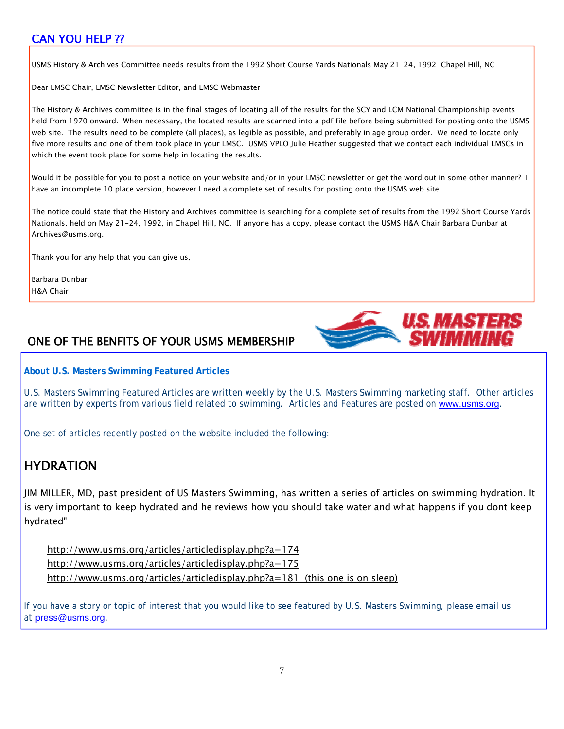## CAN YOU HELP ??

USMS History & Archives Committee needs results from the 1992 Short Course Yards Nationals May 21-24, 1992 Chapel Hill, NC

Dear LMSC Chair, LMSC Newsletter Editor, and LMSC Webmaster

The History & Archives committee is in the final stages of locating all of the results for the SCY and LCM National Championship events held from 1970 onward. When necessary, the located results are scanned into a pdf file before being submitted for posting onto the USMS web site. The results need to be complete (all places), as legible as possible, and preferably in age group order. We need to locate only five more results and one of them took place in your LMSC. USMS VPLO Julie Heather suggested that we contact each individual LMSCs in which the event took place for some help in locating the results.

Would it be possible for you to post a notice on your website and/or in your LMSC newsletter or get the word out in some other manner? I have an incomplete 10 place version, however I need a complete set of results for posting onto the USMS web site.

The notice could state that the History and Archives committee is searching for a complete set of results from the 1992 Short Course Yards Nationals, held on May 21-24, 1992, in Chapel Hill, NC. If anyone has a copy, please contact the USMS H&A Chair Barbara Dunbar at Archives@usms.org.

Thank you for any help that you can give us,

Barbara Dunbar
H&A Chair

## ONE OF THE BENFITS OF YOUR USMS MEMBERSHIP

U.S. MASTERS SWIMMING

**About U.S. Masters Swimming Featured Articles**

U.S. Masters Swimming Featured Articles are written weekly by the U.S. Masters Swimming marketing staff. Other articles are written by experts from various field related to swimming. Articles and Features are posted on www.usms.org.

One set of articles recently posted on the website included the following:

## HYDRATION

JIM MILLER, MD, past president of US Masters Swimming, has written a series of articles on swimming hydration. It is very important to keep hydrated and he reviews how you should take water and what happens if you dont keep hydrated"

http://www.usms.org/articles/articledisplay.php?a=174
http://www.usms.org/articles/articledisplay.php?a=175
http://www.usms.org/articles/articledisplay.php?a=181 (this one is on sleep)

If you have a story or topic of interest that you would like to see featured by U.S. Masters Swimming, please email us at press@usms.org.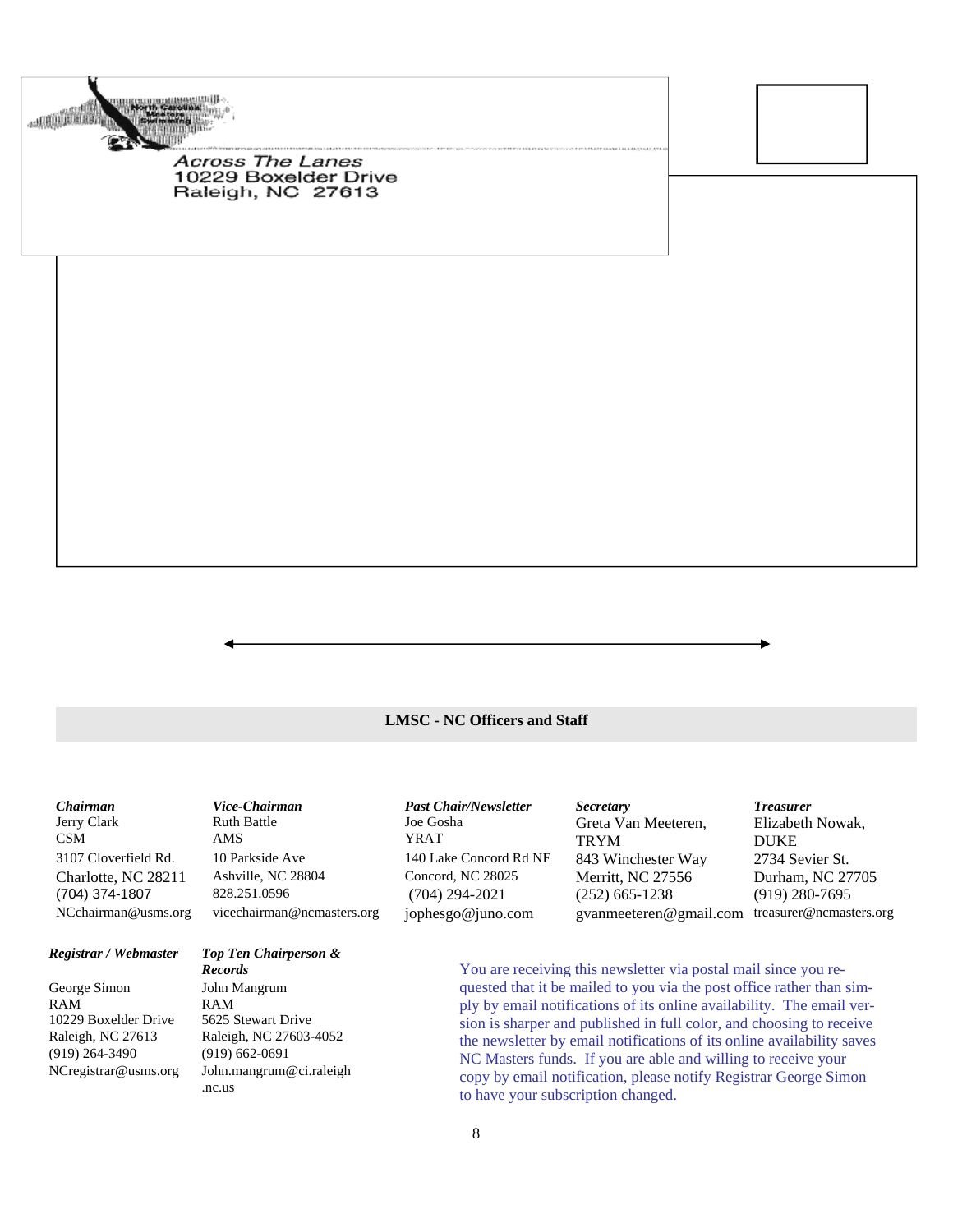Across The Lanes
10229 Boxelder Drive
Raleigh, NC 27613

## LMSC - NC Officers and Staff

***Chairman***
Jerry Clark
CSM
3107 Cloverfield Rd.
Charlotte, NC 28211
(704) 374-1807
NCchairman@usms.org

***Vice-Chairman***
Ruth Battle
AMS
10 Parkside Ave
Ashville, NC 28804
828.251.0596
vicechairman@ncmasters.org

***Past Chair/Newsletter***
Joe Gosha
YRAT
140 Lake Concord Rd NE
Concord, NC 28025
(704) 294-2021
jophesgo@juno.com

***Secretary***
Greta Van Meeteren,
TRYM
843 Winchester Way
Merritt, NC 27556
(252) 665-1238
gvanmeeteren@gmail.com

***Treasurer***
Elizabeth Nowak,
DUKE
2734 Sevier St.
Durham, NC 27705
(919) 280-7695
treasurer@ncmasters.org

***Registrar / Webmaster***
George Simon
RAM
10229 Boxelder Drive
Raleigh, NC 27613
(919) 264-3490
NCregistrar@usms.org

***Top Ten Chairperson & Records***
John Mangrum
RAM
5625 Stewart Drive
Raleigh, NC 27603-4052
(919) 662-0691
John.mangrum@ci.raleigh.nc.us

You are receiving this newsletter via postal mail since you requested that it be mailed to you via the post office rather than simply by email notifications of its online availability. The email version is sharper and published in full color, and choosing to receive the newsletter by email notifications of its online availability saves NC Masters funds. If you are able and willing to receive your copy by email notification, please notify Registrar George Simon to have your subscription changed.